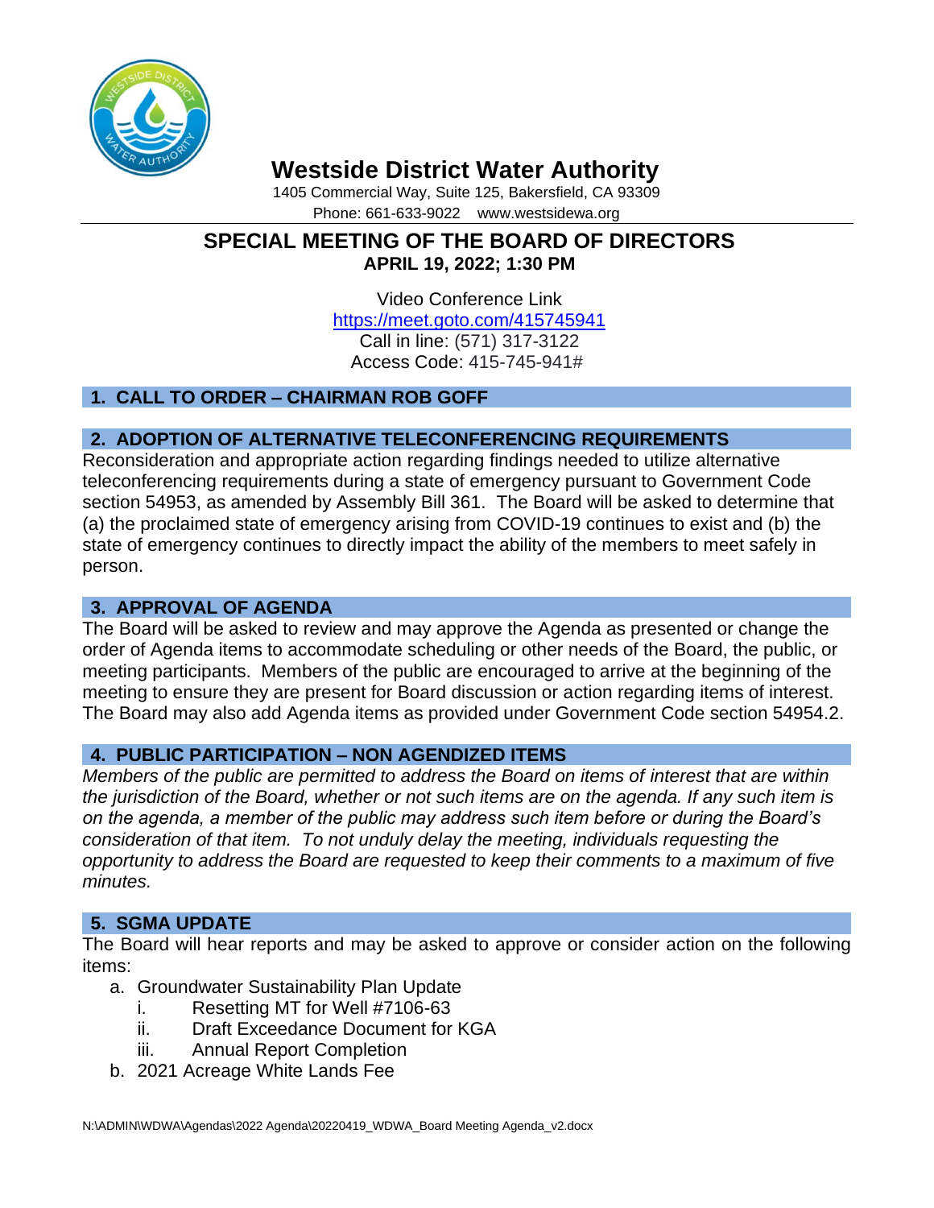# Westside District Water Authority

1405 Commercial Way, Suite 125, Bakersfield, CA 93309
Phone: 661-633-9022    www.westsidewa.org

## SPECIAL MEETING OF THE BOARD OF DIRECTORS

**APRIL 19, 2022; 1:30 PM**

Video Conference Link
https://meet.goto.com/415745941
Call in line: (571) 317-3122
Access Code: 415-745-941#

### 1. CALL TO ORDER – CHAIRMAN ROB GOFF

### 2. ADOPTION OF ALTERNATIVE TELECONFERENCING REQUIREMENTS

Reconsideration and appropriate action regarding findings needed to utilize alternative teleconferencing requirements during a state of emergency pursuant to Government Code section 54953, as amended by Assembly Bill 361. The Board will be asked to determine that (a) the proclaimed state of emergency arising from COVID-19 continues to exist and (b) the state of emergency continues to directly impact the ability of the members to meet safely in person.

### 3. APPROVAL OF AGENDA

The Board will be asked to review and may approve the Agenda as presented or change the order of Agenda items to accommodate scheduling or other needs of the Board, the public, or meeting participants. Members of the public are encouraged to arrive at the beginning of the meeting to ensure they are present for Board discussion or action regarding items of interest. The Board may also add Agenda items as provided under Government Code section 54954.2.

### 4. PUBLIC PARTICIPATION – NON AGENDIZED ITEMS

*Members of the public are permitted to address the Board on items of interest that are within the jurisdiction of the Board, whether or not such items are on the agenda. If any such item is on the agenda, a member of the public may address such item before or during the Board's consideration of that item. To not unduly delay the meeting, individuals requesting the opportunity to address the Board are requested to keep their comments to a maximum of five minutes.*

### 5. SGMA UPDATE

The Board will hear reports and may be asked to approve or consider action on the following items:

a. Groundwater Sustainability Plan Update
   i. Resetting MT for Well #7106-63
   ii. Draft Exceedance Document for KGA
   iii. Annual Report Completion
b. 2021 Acreage White Lands Fee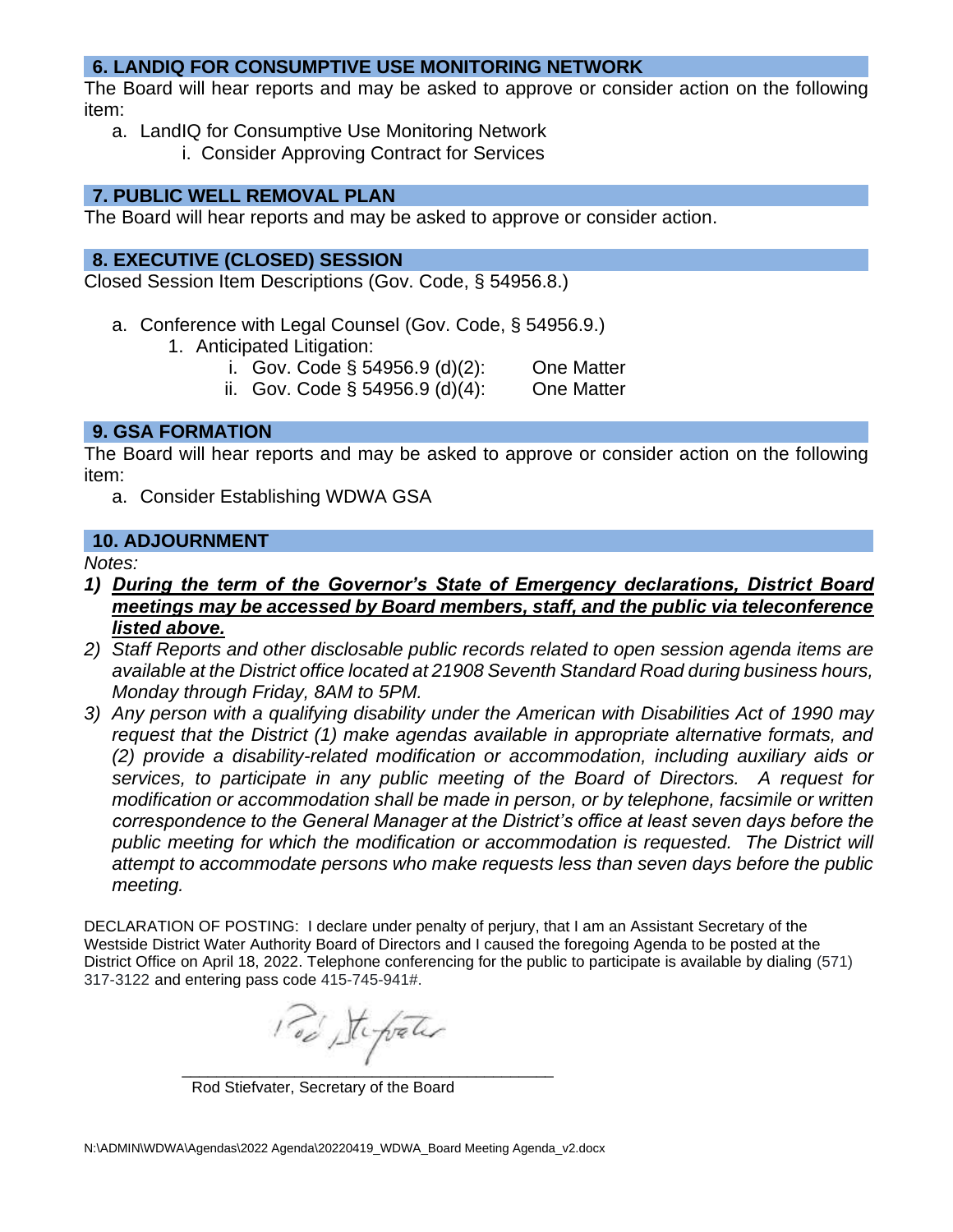## 6. LANDIQ FOR CONSUMPTIVE USE MONITORING NETWORK

The Board will hear reports and may be asked to approve or consider action on the following item:

a. LandIQ for Consumptive Use Monitoring Network
   i. Consider Approving Contract for Services

## 7. PUBLIC WELL REMOVAL PLAN

The Board will hear reports and may be asked to approve or consider action.

## 8. EXECUTIVE (CLOSED) SESSION

Closed Session Item Descriptions (Gov. Code, § 54956.8.)

a. Conference with Legal Counsel (Gov. Code, § 54956.9.)
   1. Anticipated Litigation:
      i. Gov. Code § 54956.9 (d)(2): One Matter
      ii. Gov. Code § 54956.9 (d)(4): One Matter

## 9. GSA FORMATION

The Board will hear reports and may be asked to approve or consider action on the following item:

a. Consider Establishing WDWA GSA

## 10. ADJOURNMENT

*Notes:*

1) ***During the term of the Governor's State of Emergency declarations, District Board meetings may be accessed by Board members, staff, and the public via teleconference listed above.***
2) *Staff Reports and other disclosable public records related to open session agenda items are available at the District office located at 21908 Seventh Standard Road during business hours, Monday through Friday, 8AM to 5PM.*
3) *Any person with a qualifying disability under the American with Disabilities Act of 1990 may request that the District (1) make agendas available in appropriate alternative formats, and (2) provide a disability-related modification or accommodation, including auxiliary aids or services, to participate in any public meeting of the Board of Directors. A request for modification or accommodation shall be made in person, or by telephone, facsimile or written correspondence to the General Manager at the District's office at least seven days before the public meeting for which the modification or accommodation is requested. The District will attempt to accommodate persons who make requests less than seven days before the public meeting.*

DECLARATION OF POSTING: I declare under penalty of perjury, that I am an Assistant Secretary of the Westside District Water Authority Board of Directors and I caused the foregoing Agenda to be posted at the District Office on April 18, 2022. Telephone conferencing for the public to participate is available by dialing (571) 317-3122 and entering pass code 415-745-941#.

Rod Stiefvater

\_\_\_\_\_\_\_\_\_\_\_\_\_\_\_\_\_\_\_\_\_\_\_\_\_\_\_\_\_\_\_\_\_\_\_\_\_\_\_\_

Rod Stiefvater, Secretary of the Board

N:\ADMIN\WDWA\Agendas\2022 Agenda\20220419_WDWA_Board Meeting Agenda_v2.docx